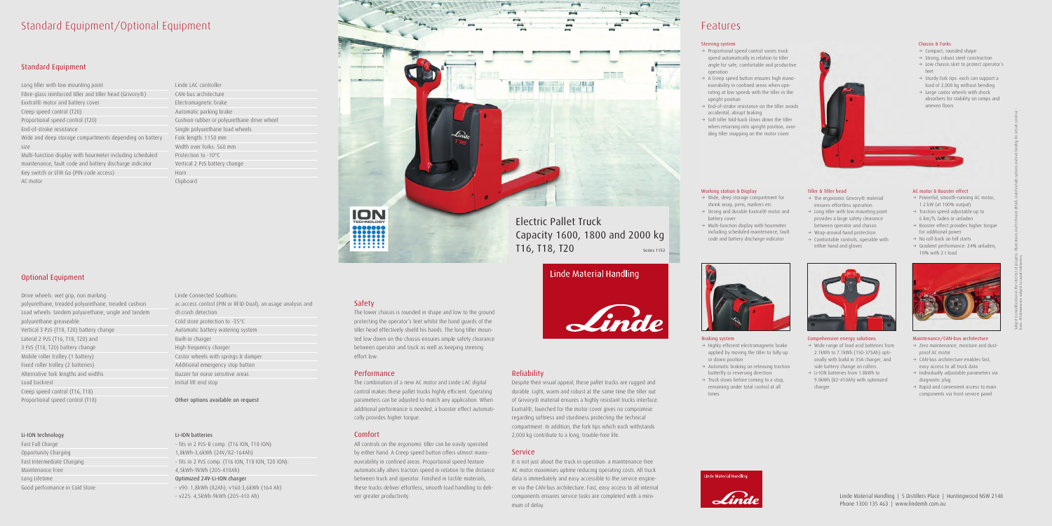# Standard Equipment/Optional Equipment

## Standard Equipment

| | |
|---|---|
| Long tiller with low mounting point | Linde LAC controller |
| Fibre-glass reinforced tiller and tiller head (Grivory®) | CAN-bus architecture |
| Exxtral® motor and battery cover | Electromagnetic brake |
| Creep speed control (T20) | Automatic parking brake |
| Proportional speed control (T20) | Cushion rubber or polyurethane drive wheel |
| End-of-stroke resistance | Single polyurethane load wheels |
| Wide and deep storage compartments depending on battery size | Fork length: 1150 mm |
| Multi-function display with hourmeter including scheduled maintenance, fault code and battery discharge indicator | Width over forks: 560 mm |
| | Protection to -10°C |
| | Vertical 2 PzS battery change |
| Key switch or LFM Go (PIN-code access) | Horn |
| AC motor | Clipboard |

## Optional Equipment

| | |
|---|---|
| Drive wheels: wet grip, non marking polyurethane, treaded polyurethane, treaded cushion | Linde Connected Soultions: ac:access control (PIN or RFID Dual), an:usage analysis and dt:crash detection |
| Load wheels: Tandem polyurethane, single and tandem polyurethane greaseable | Cold store protection to -35°C |
| Vertical 3 PzS (T18, T20) battery change | Automatic battery watering system |
| Lateral 2 PzS (T16, T18, T20) and 3 PzS (T18, T20) battery change | Built-in charger |
| | High frequency charger |
| Mobile roller trolley (1 battery) | Castor wheels with springs & damper |
| Fixed roller trolley (2 batteries) | Additional emergency stop button |
| Alternative fork lengths and widths | Buzzer for noise sensitive areas |
| Load backrest | Initial lift end stop |
| Creep speed control (T16, T18) | |
| Proportional speed control (T18) | Other options available on request |

### Li-ION technology

- Fast Full Charge
- Opportunity Charging
- Fast Intermediate Charging
- Maintenance Free
- Long Lifetime
- Good performance in Cold Store

### Li-ION batteries

- fits in 2 PzS-B comp. (T16 ION, T18 ION): 1,8kWh-3,6kWh (24V/82-164Ah)
- fits in 2 PzS comp. (T16 ION, T18 ION, T20 ION): 4,5kWh-9kWh (205-410Ah)

**Optimized 24V-Li-ION charger**

- v90: 1,8kWh (82Ah); v160:3,6kWh (164 Ah)
- v225: 4,5kWh-9kWh (205-410 Ah)

# Electric Pallet Truck Capacity 1600, 1800 and 2000 kg T16, T18, T20

Series 1152

Linde Material Handling

## Safety

The lower chassis is rounded in shape and low to the ground protecting the operator's feet whilst the hand guards of the tiller head effectively shield his hands. The long tiller mounted low down on the chassis ensures ample safety clearance between operator and truck as well as keeping steering effort low.

## Performance

The combination of a new AC motor and Linde LAC digital control makes these pallet trucks highly efficient. Operating parameters can be adjusted to match any application. When additional performance is needed, a booster effect automatically provides higher torque.

## Comfort

All controls on the ergonomic tiller can be easily operated by either hand. A Creep speed button offers utmost manoeuvrability in confined areas. Proportional speed feature automatically alters traction speed in relation to the distance between truck and operator. Finished in tactile materials, these trucks deliver effortless, smooth load handling to deliver greater productivity.

## Reliability

Despite their visual appeal, these pallet trucks are rugged and durable. Light, warm and robust at the same time the tiller out of Grivory® material ensures a highly resistant trucks interface. Exxtral®, launched for the motor cover gives no compromise regarding softness and sturdiness protecting the technical compartment. In addition, the fork tips which each withstands 2,000 kg contribute to a long, trouble-free life.

## Service

It is not just about the truck in operation: a maintenance-free AC motor maximises uptime reducing operating costs. All truck data is immediately and easy accessible to the service engineer via the CAN-bus architecture. Fast, easy access to all internal components ensures service tasks are completed with a minimum of delay.

# Features

### Steering system

- Proportional speed control varies truck speed automatically in relation to tiller angle for safe, comfortable and productive operation
- A Creep speed button ensures high manoeuvrability in confined areas when operating at low speeds with the tiller in the upright position
- End-of-stroke resistance on the tiller avoids accidental, abrupt braking
- Soft tiller fold-back slows down the tiller when returning into upright position, avoiding tiller snapping on the motor cover

### Chassis & Forks

- Compact, rounded shape
- Strong, robust steel construction
- Low chassis skirt to protect operator's feet
- Sturdy fork tips: each can support a load of 2,000 kg without bending
- Large castor wheels with shock absorbers for stability on ramps and uneven floors

### Working station & Display

- Wide, deep storage compartment for shrink wrap, pens, markers etc.
- Strong and durable Exxtral® motor and battery cover
- Multi-function display with hourmeter including scheduled maintenance, fault code and battery discharge indicator

### Tiller & Tiller head

- The ergonomic Grivory® material ensures effortless operation
- Long tiller with low mounting point provides a large safety clearance between operator and chassis
- Wrap-around hand protection
- Comfortable controls, operable with either hand and gloves

### AC motor & Booster effect

- Powerful, smooth-running AC motor, 1.2 kW (at 100% output)
- Traction speed adjustable up to 6 km/h, laden or unladen
- Booster effect provides higher torque for additional power
- No roll-back on hill starts
- Gradient performance: 24% unladen, 10% with 2 t load

### Braking system

- Highly efficient electromagnetic brake applied by moving the tiller to fully up or down position
- Automatic braking on releasing traction butterfly or reversing direction
- Truck slows before coming to a stop, remaining under total control at all times

### Comprehensive energy solutions

- Wide range of lead acid batteries from 2.1kWh to 7.1kWh (150-375Ah) optionally with build in 35A charger, and side battery change on rollers
- Li-ION batteries from 1.8kWh to 9.0kWh (82-410Ah) with optimized charger

### Maintenance/CAN-bus architecture

- Zero maintenance, moisture and dust-proof AC motor
- CAN-bus architecture enables fast, easy access to all truck data
- Individually adjustable parameters via diagnostic plug
- Rapid and convenient access to main components via front service panel

Subject to modification in the interest of progress. Illustrations and technical details could include options and not binding for actual constructions. All dimensions subject to usual tolerances.

Linde Material Handling | 5 Distillers Place | Huntingwood NSW 2148
Phone 1300 135 463 | www.lindemh.com.au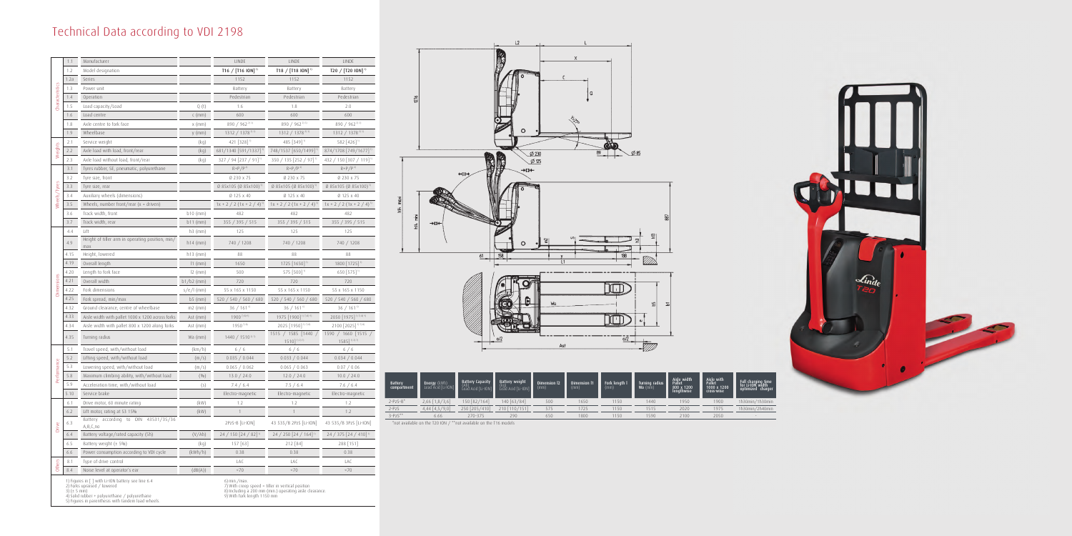# Technical Data according to VDI 2198

| | | | | | | |
|---|---|---|---|---|---|---|
| Characteristics | 1.1 | Manufacturer | | LINDE | LINDE | LINDE |
| | 1.2 | Model designation | | T16 / [T16 ION][1] | T18 / [T18 ION][1] | T20 / [T20 ION][1] |
| | 1.2a | Series | | 1152 | 1152 | 1152 |
| | 1.3 | Power unit | | Battery | Battery | Battery |
| | 1.4 | Operation | | Pedestrian | Pedestrian | Pedestrian |
| | 1.5 | Load capacity/Load | Q (t) | 1.6 | 1.8 | 2.0 |
| | 1.6 | Load centre | c (mm) | 600 | 600 | 600 |
| | 1.8 | Axle centre to fork face | x (mm) | 890 / 962 [2) 5)] | 890 / 962 [2) 5)] | 890 / 962 [2) 5)] |
| | 1.9 | Wheelbase | y (mm) | 1312 / 1378 [2) 5)] | 1312 / 1378 [2) 5)] | 1312 / 1378 [2) 5)] |
| Weights | 2.1 | Service weight | (kg) | 421 [328] [3)] | 485 [349] [3)] | 582 [426] [3)] |
| | 2.2 | Axle load with load, front/rear | (kg) | 681/1340 [591/1337] [3)] | 748/1537 [650/1499] [3)] | 874/1708 [749/1677] [3)] |
| | 2.3 | Axle load without load, front/rear | (kg) | 327 / 94 [237 / 91] [3)] | 350 / 135 [252 / 97] [3)] | 432 / 150 [307 / 119] [3)] |
| Wheels, Tyres | 3.1 | Tyres rubber, SE, pneumatic, polyurethane | | R+P/P [4)] | R+P/P [4)] | R+P/P [4)] |
| | 3.2 | Tyre size, front | | Ø 230 x 75 | Ø 230 x 75 | Ø 230 x 75 |
| | 3.3 | Tyre size, rear | | Ø 85x105 (Ø 85x100) [5)] | Ø 85x105 (Ø 85x100) [5)] | Ø 85x105 (Ø 85x100) [5)] |
| | 3.4 | Auxiliary wheels (dimensions) | | Ø 125 x 40 | Ø 125 x 40 | Ø 125 x 40 |
| | 3.5 | Wheels, number front/rear (x = driven) | | 1x + 2 / 2 (1x + 2 / 4) [5)] | 1x + 2 / 2 (1x + 2 / 4) [5)] | 1x + 2 / 2 (1x + 2 / 4) [5)] |
| | 3.6 | Track width, front | b10 (mm) | 482 | 482 | 482 |
| | 3.7 | Track width, rear | b11 (mm) | 355 / 395 / 515 | 355 / 395 / 515 | 355 / 395 / 515 |
| Dimensions | 4.4 | Lift | h3 (mm) | 125 | 125 | 125 |
| | 4.9 | Height of tiller arm in operating position, min/max | h14 (mm) | 740 / 1208 | 740 / 1208 | 740 / 1208 |
| | 4.15 | Height, lowered | h13 (mm) | 88 | 88 | 88 |
| | 4.19 | Overall length | l1 (mm) | 1650 | 1725 [1650] [1)] | 1800 [1725] [1)] |
| | 4.20 | Length to fork face | l2 (mm) | 500 | 575 [500] [1)] | 650 [575] [1)] |
| | 4.21 | Overall width | b1/b2 (mm) | 720 | 720 | 720 |
| | 4.22 | Fork dimensions | s/e/l (mm) | 55 x 165 x 1150 | 55 x 165 x 1150 | 55 x 165 x 1150 |
| | 4.25 | Fork spread, min/max | b5 (mm) | 520 / 540 / 560 / 680 | 520 / 540 / 560 / 680 | 520 / 540 / 560 / 680 |
| | 4.32 | Ground clearance, centre of wheelbase | m2 (mm) | 36 / 161 [6)] | 36 / 161 [6)] | 36 / 161 [6)] |
| | 4.33 | Aisle width with pallet 1000 x 1200 across forks | Ast (mm) | 1900 [7) 8) 9)] | 1975 [1900] [1) 7) 8) 9)] | 2050 [1975] [1) 7) 8) 9)] |
| | 4.34 | Aisle width with pallet 800 x 1200 along forks | Ast (mm) | 1950 [7) 8)] | 2025 [1950] [1) 7) 8)] | 2100 [2025] [1) 7) 8)] |
| | 4.35 | Turning radius | Wa (mm) | 1440 / 1510 [6) 7)] | 1515 / 1585 [1440 / 1510] [1) 6) 7)] | 1590 / 1660 [1515 / 1585] [1) 6) 7)] |
| Performance | 5.1 | Travel speed, with/without load | (km/h) | 6 / 6 | 6 / 6 | 6 / 6 |
| | 5.2 | Lifting speed, with/without load | (m/s) | 0.035 / 0.044 | 0.033 / 0.044 | 0.034 / 0.044 |
| | 5.3 | Lowering speed, with/without load | (m/s) | 0.065 / 0.062 | 0.065 / 0.063 | 0.07 / 0.06 |
| | 5.8 | Maximum climbing ability, with/without load | (%) | 13.0 / 24.0 | 12.0 / 24.0 | 10.0 / 24.0 |
| | 5.9 | Acceleration time, with/without load | (s) | 7.4 / 6.4 | 7.5 / 6.4 | 7.6 / 6.4 |
| | 5.10 | Service brake | | Electro-magnetic | Electro-magnetic | Electro-magnetic |
| Drive | 6.1 | Drive motor, 60 minute rating | (kW) | 1.2 | 1.2 | 1.2 |
| | 6.2 | Lift motor, rating at S3 15% | (kW) | 1 | 1 | 1.2 |
| | 6.3 | Battery according to DIN 43531/35/36 A,B,C,no | | 2PzS-B [Li-ION] | 43 535/B 2PzS [Li-ION] | 43 535/B 3PzS [Li-ION] |
| | 6.4 | Battery voltage/rated capacity (5h) | (V/Ah) | 24 / 150 [24 / 82] [1)] | 24 / 250 [24 / 164] [1)] | 24 / 375 [24 / 410] [1)] |
| | 6.5 | Battery weight (± 5%) | (kg) | 157 [63] | 212 [84] | 288 [151] |
| | 6.6 | Power consumption according to VDI cycle | (kWh/h) | 0.38 | 0.38 | 0.38 |
| Others | 8.1 | Type of drive control | | LAC | LAC | LAC |
| | 8.4 | Noise level at operator's ear | (dB(A)) | <70 | <70 | <70 |

1) Figures in [ ] with Li-ION battery see line 6.4
2) Forks upraised / lowered
3) (± 5 mm)
4) Solid rubber + polyurethane / polyurethane
5) Figures in parenthesis with tandem load wheels
6) min. /max.
7) With creep speed + tiller in vertical position
8) Including a 200 mm (min.) operating aisle clearance
9) With fork length 1150 mm

| Battery compartment | Energy (kWh) Lead Acid [Li-ION] | Battery Capacity (Ah) Lead Acid [Li-ION] | Battery weight (kg) Lead Acid [Li-ION] | Dimension l2 (mm) | Dimension l1 (mm) | Fork length l (mm) | Turning radius Wa (mm) | Aisle width Pallet 800 x 1200 lengthwise | Aisle with Pallet 1000 x 1200 cross-wise | Full charging time for Li-ION with optimized charger |
|---|---|---|---|---|---|---|---|---|---|---|
| 2-PzS-B* | 2,66 [1,8/3,6] | 150 [82/164] | 140 [63/84] | 500 | 1650 | 1150 | 1440 | 1950 | 1900 | 1h30min/1h30min |
| 2-PzS | 4,44 [4,5/9,0] | 250 [205/410] | 210 [110/151] | 575 | 1725 | 1150 | 1515 | 2020 | 1975 | 1h30min/2h40min |
| 3-PzS** | 6,66 | 270-375 | 290 | 650 | 1800 | 1150 | 1590 | 2100 | 2050 | - |

*not available on the T20 ION / **not available on the T16 models